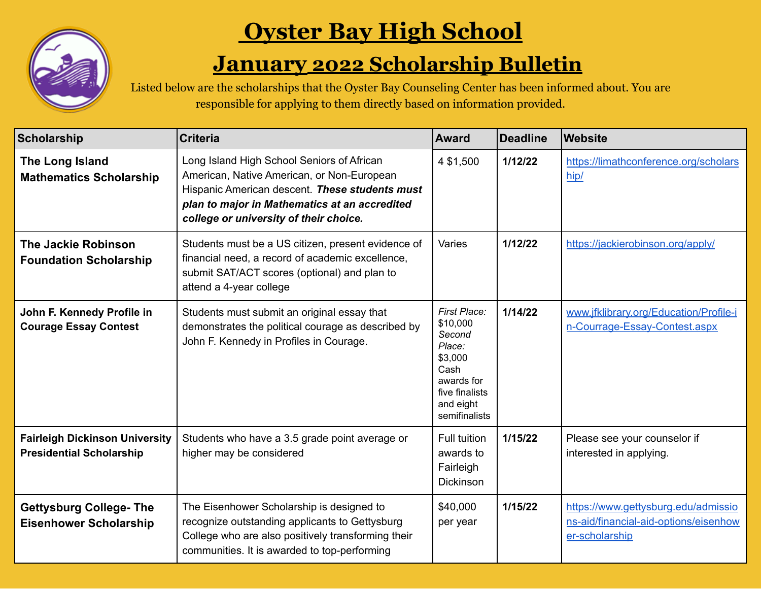# Oyster Bay High School

## January 2022 Scholarship Bulletin

Listed below are the scholarships that the Oyster Bay Counseling Center has been informed about. You are responsible for applying to them directly based on information provided.

| Scholarship | Criteria | Award | Deadline | Website |
|---|---|---|---|---|
| **The Long Island Mathematics Scholarship** | Long Island High School Seniors of African American, Native American, or Non-European Hispanic American descent. ***These students must plan to major in Mathematics at an accredited college or university of their choice.*** | 4 $1,500 | **1/12/22** | https://limathconference.org/scholarship/ |
| **The Jackie Robinson Foundation Scholarship** | Students must be a US citizen, present evidence of financial need, a record of academic excellence, submit SAT/ACT scores (optional) and plan to attend a 4-year college | Varies | **1/12/22** | https://jackierobinson.org/apply/ |
| **John F. Kennedy Profile in Courage Essay Contest** | Students must submit an original essay that demonstrates the political courage as described by John F. Kennedy in Profiles in Courage. | *First Place:* $10,000 *Second Place:* $3,000 Cash awards for five finalists and eight semifinalists | **1/14/22** | www.jfklibrary.org/Education/Profile-in-Courrage-Essay-Contest.aspx |
| **Fairleigh Dickinson University Presidential Scholarship** | Students who have a 3.5 grade point average or higher may be considered | Full tuition awards to Fairleigh Dickinson | **1/15/22** | Please see your counselor if interested in applying. |
| **Gettysburg College- The Eisenhower Scholarship** | The Eisenhower Scholarship is designed to recognize outstanding applicants to Gettysburg College who are also positively transforming their communities. It is awarded to top-performing | $40,000 per year | **1/15/22** | https://www.gettysburg.edu/admissions-aid/financial-aid-options/eisenhower-scholarship |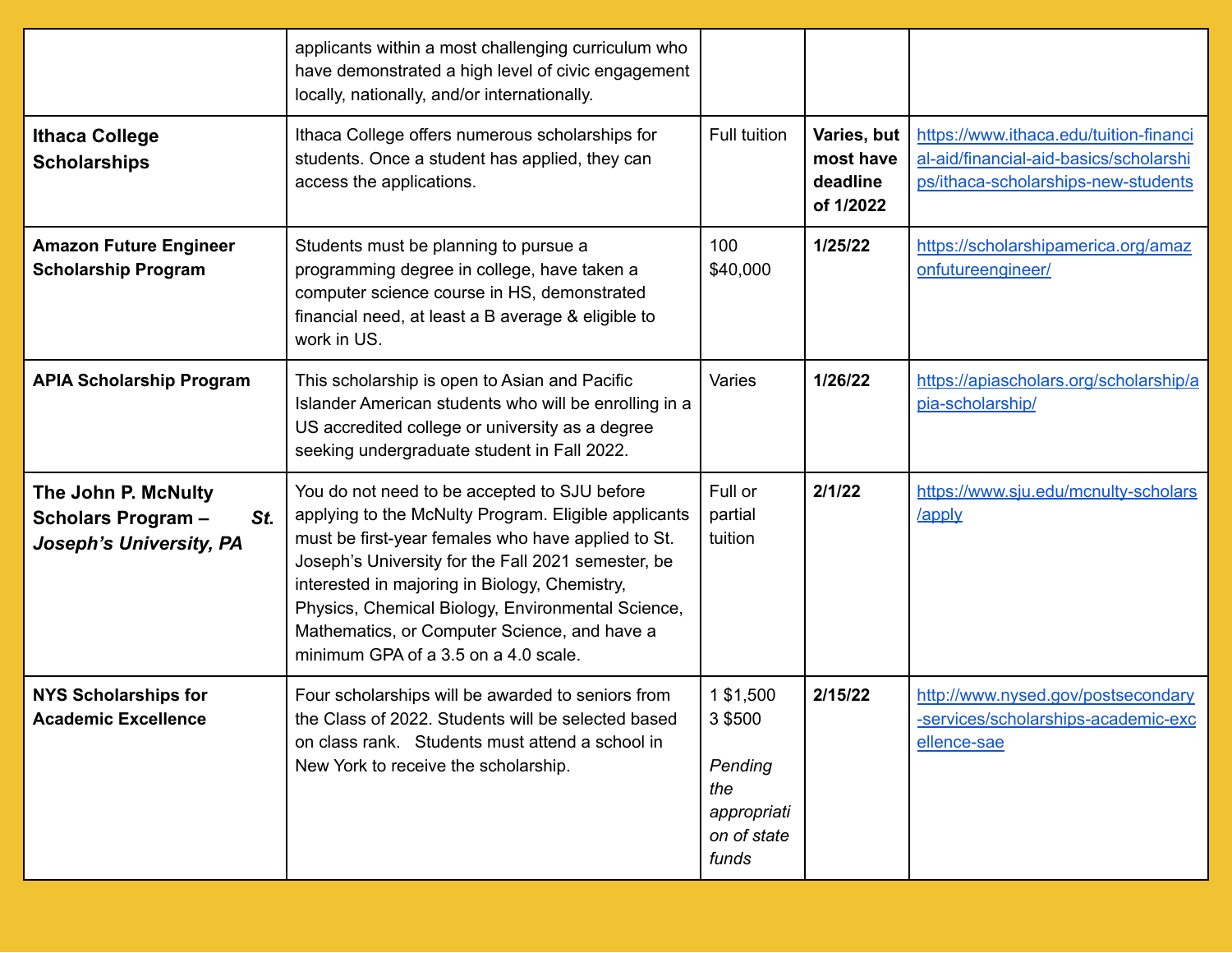| | | | | |
|---|---|---|---|---|
| | applicants within a most challenging curriculum who have demonstrated a high level of civic engagement locally, nationally, and/or internationally. | | | |
| **Ithaca College Scholarships** | Ithaca College offers numerous scholarships for students. Once a student has applied, they can access the applications. | Full tuition | **Varies, but most have deadline of 1/2022** | https://www.ithaca.edu/tuition-financial-aid/financial-aid-basics/scholarships/ithaca-scholarships-new-students |
| **Amazon Future Engineer Scholarship Program** | Students must be planning to pursue a programming degree in college, have taken a computer science course in HS, demonstrated financial need, at least a B average & eligible to work in US. | 100 $40,000 | **1/25/22** | https://scholarshipamerica.org/amazonfutureengineer/ |
| **APIA Scholarship Program** | This scholarship is open to Asian and Pacific Islander American students who will be enrolling in a US accredited college or university as a degree seeking undergraduate student in Fall 2022. | Varies | **1/26/22** | https://apiascholars.org/scholarship/apia-scholarship/ |
| **The John P. McNulty Scholars Program – *St. Joseph's University, PA*** | You do not need to be accepted to SJU before applying to the McNulty Program. Eligible applicants must be first-year females who have applied to St. Joseph's University for the Fall 2021 semester, be interested in majoring in Biology, Chemistry, Physics, Chemical Biology, Environmental Science, Mathematics, or Computer Science, and have a minimum GPA of a 3.5 on a 4.0 scale. | Full or partial tuition | **2/1/22** | https://www.sju.edu/mcnulty-scholars/apply |
| **NYS Scholarships for Academic Excellence** | Four scholarships will be awarded to seniors from the Class of 2022. Students will be selected based on class rank. Students must attend a school in New York to receive the scholarship. | 1 $1,500<br>3 $500<br><br>*Pending the appropriation of state funds* | **2/15/22** | http://www.nysed.gov/postsecondary-services/scholarships-academic-excellence-sae |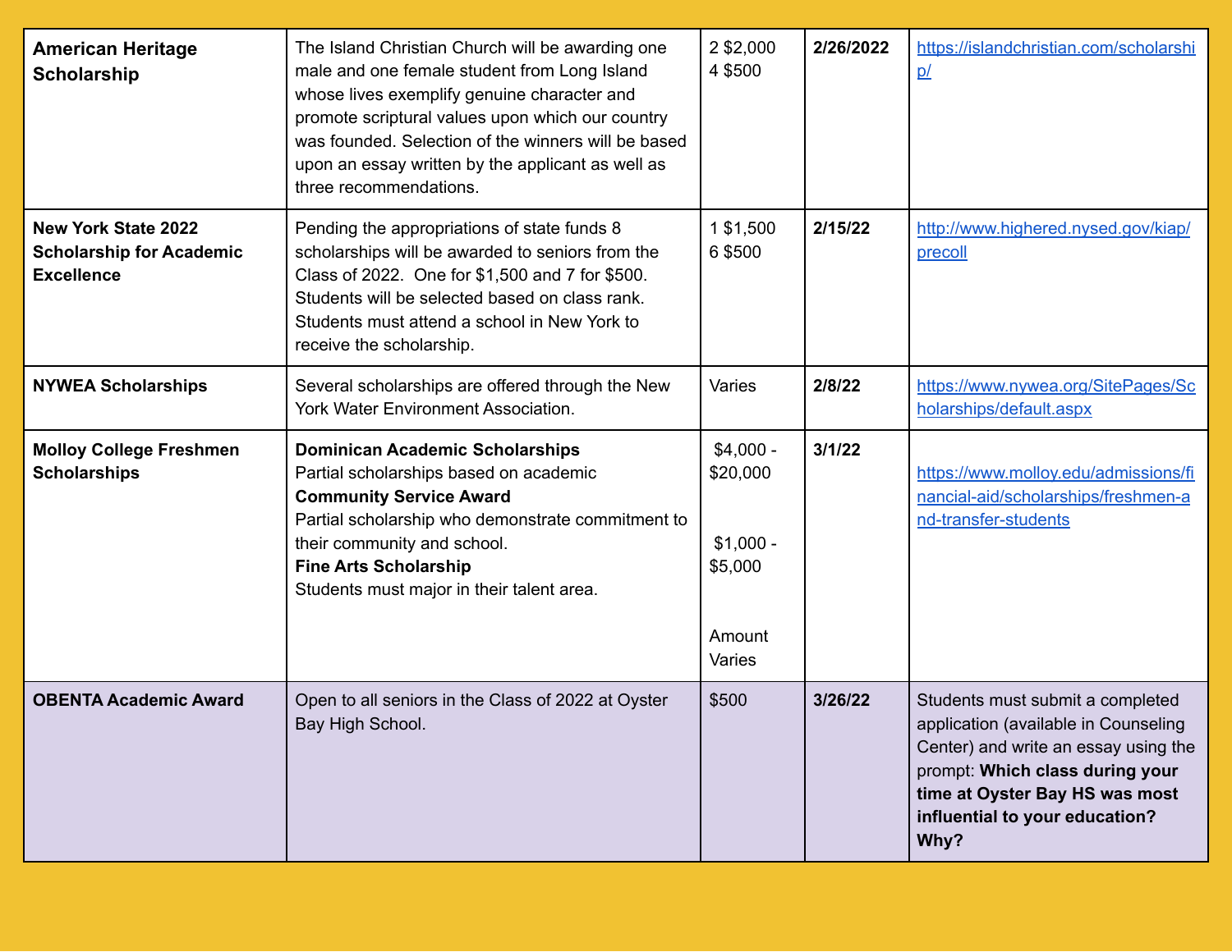| | | | | |
|---|---|---|---|---|
| **American Heritage Scholarship** | The Island Christian Church will be awarding one male and one female student from Long Island whose lives exemplify genuine character and promote scriptural values upon which our country was founded. Selection of the winners will be based upon an essay written by the applicant as well as three recommendations. | 2 $2,000<br>4 $500 | **2/26/2022** | https://islandchristian.com/scholarship/ |
| **New York State 2022 Scholarship for Academic Excellence** | Pending the appropriations of state funds 8 scholarships will be awarded to seniors from the Class of 2022. One for $1,500 and 7 for $500. Students will be selected based on class rank. Students must attend a school in New York to receive the scholarship. | 1 $1,500<br>6 $500 | **2/15/22** | http://www.highered.nysed.gov/kiap/precoll |
| **NYWEA Scholarships** | Several scholarships are offered through the New York Water Environment Association. | Varies | **2/8/22** | https://www.nywea.org/SitePages/Scholarships/default.aspx |
| **Molloy College Freshmen Scholarships** | **Dominican Academic Scholarships**<br>Partial scholarships based on academic<br>**Community Service Award**<br>Partial scholarship who demonstrate commitment to their community and school.<br>**Fine Arts Scholarship**<br>Students must major in their talent area. | $4,000 - $20,000<br><br>$1,000 - $5,000<br><br>Amount Varies | **3/1/22** | https://www.molloy.edu/admissions/financial-aid/scholarships/freshmen-and-transfer-students |
| **OBENTA Academic Award** | Open to all seniors in the Class of 2022 at Oyster Bay High School. | $500 | **3/26/22** | Students must submit a completed application (available in Counseling Center) and write an essay using the prompt: **Which class during your time at Oyster Bay HS was most influential to your education? Why?** |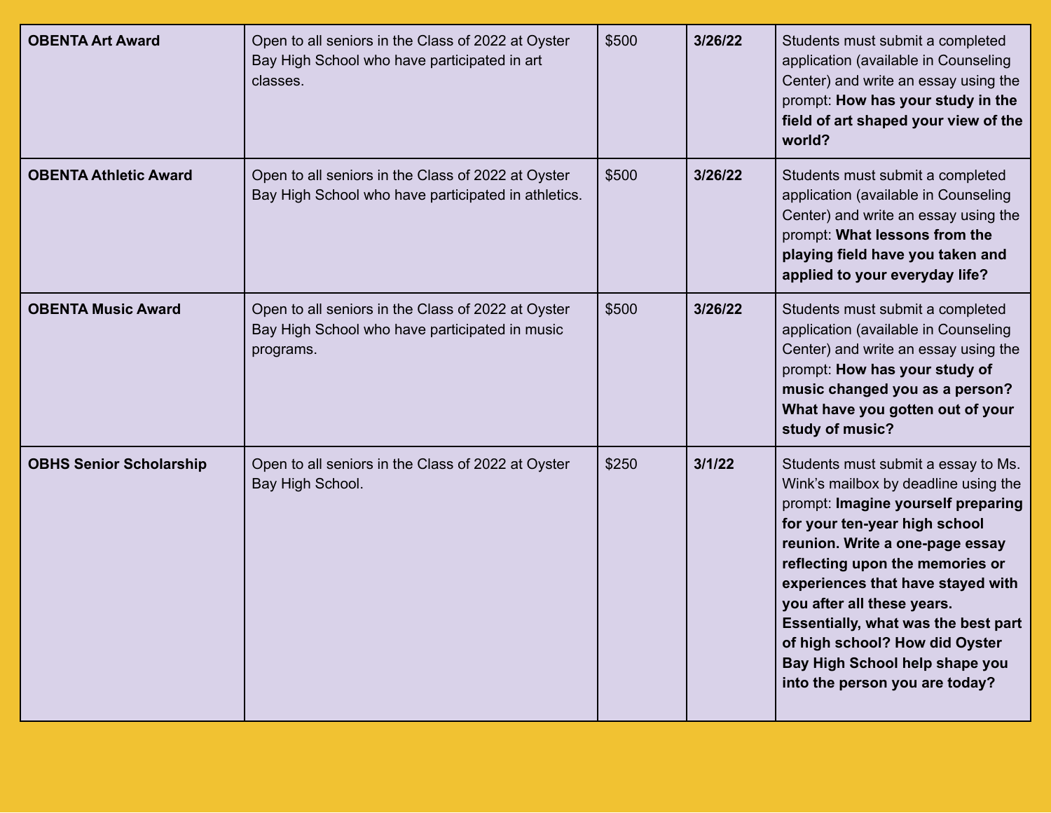| **OBENTA Art Award** | Open to all seniors in the Class of 2022 at Oyster Bay High School who have participated in art classes. | $500 | **3/26/22** | Students must submit a completed application (available in Counseling Center) and write an essay using the prompt: **How has your study in the field of art shaped your view of the world?** |
|---|---|---|---|---|
| **OBENTA Athletic Award** | Open to all seniors in the Class of 2022 at Oyster Bay High School who have participated in athletics. | $500 | **3/26/22** | Students must submit a completed application (available in Counseling Center) and write an essay using the prompt: **What lessons from the playing field have you taken and applied to your everyday life?** |
| **OBENTA Music Award** | Open to all seniors in the Class of 2022 at Oyster Bay High School who have participated in music programs. | $500 | **3/26/22** | Students must submit a completed application (available in Counseling Center) and write an essay using the prompt: **How has your study of music changed you as a person? What have you gotten out of your study of music?** |
| **OBHS Senior Scholarship** | Open to all seniors in the Class of 2022 at Oyster Bay High School. | $250 | **3/1/22** | Students must submit a essay to Ms. Wink's mailbox by deadline using the prompt: **Imagine yourself preparing for your ten-year high school reunion. Write a one-page essay reflecting upon the memories or experiences that have stayed with you after all these years. Essentially, what was the best part of high school? How did Oyster Bay High School help shape you into the person you are today?** |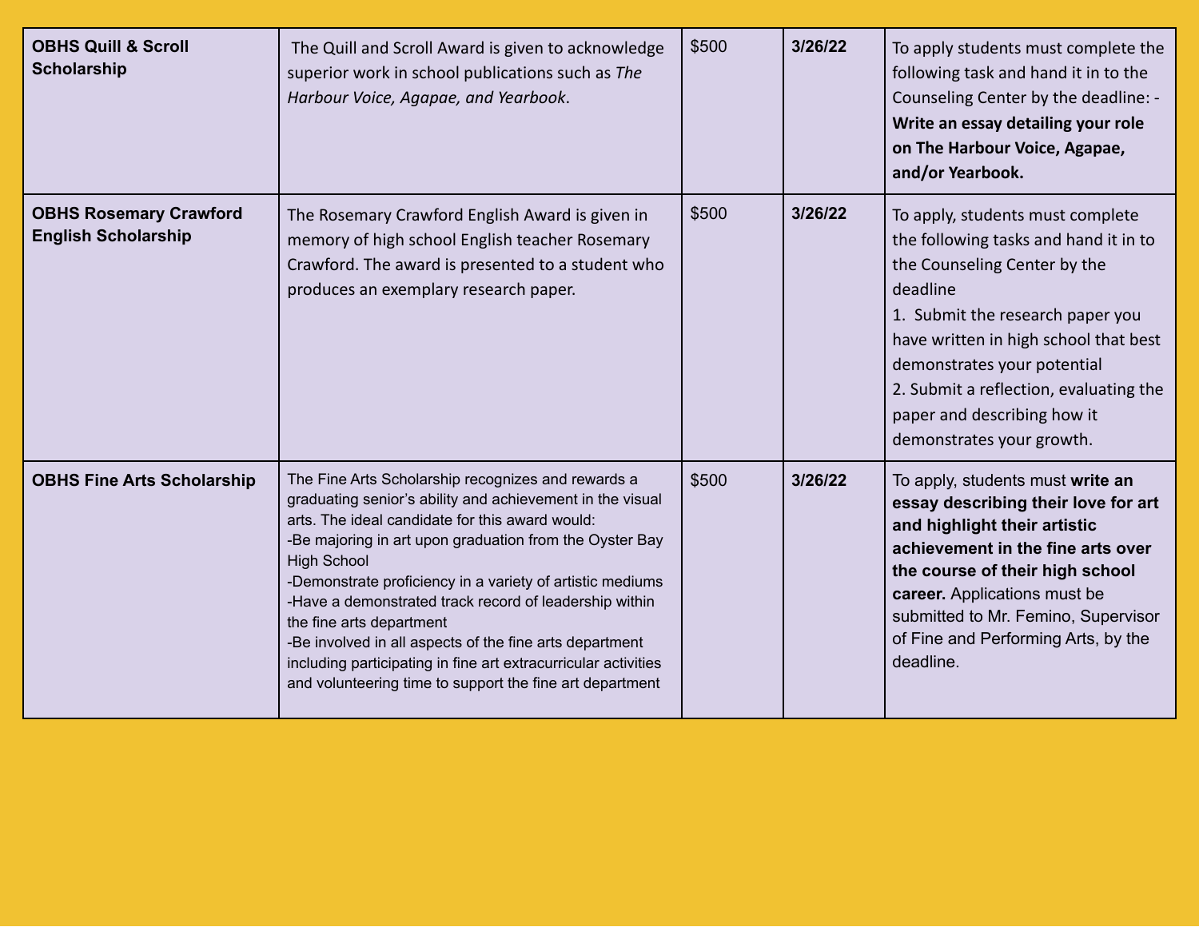| **OBHS Quill & Scroll Scholarship** | The Quill and Scroll Award is given to acknowledge superior work in school publications such as *The Harbour Voice, Agapae, and Yearbook*. | $500 | **3/26/22** | To apply students must complete the following task and hand it in to the Counseling Center by the deadline: - **Write an essay detailing your role on The Harbour Voice, Agapae, and/or Yearbook.** |
|---|---|---|---|---|
| **OBHS Rosemary Crawford English Scholarship** | The Rosemary Crawford English Award is given in memory of high school English teacher Rosemary Crawford. The award is presented to a student who produces an exemplary research paper. | $500 | **3/26/22** | To apply, students must complete the following tasks and hand it in to the Counseling Center by the deadline<br>1. Submit the research paper you have written in high school that best demonstrates your potential<br>2. Submit a reflection, evaluating the paper and describing how it demonstrates your growth. |
| **OBHS Fine Arts Scholarship** | The Fine Arts Scholarship recognizes and rewards a graduating senior's ability and achievement in the visual arts. The ideal candidate for this award would:<br>-Be majoring in art upon graduation from the Oyster Bay High School<br>-Demonstrate proficiency in a variety of artistic mediums<br>-Have a demonstrated track record of leadership within the fine arts department<br>-Be involved in all aspects of the fine arts department including participating in fine art extracurricular activities and volunteering time to support the fine art department | $500 | **3/26/22** | To apply, students must **write an essay describing their love for art and highlight their artistic achievement in the fine arts over the course of their high school career.** Applications must be submitted to Mr. Femino, Supervisor of Fine and Performing Arts, by the deadline. |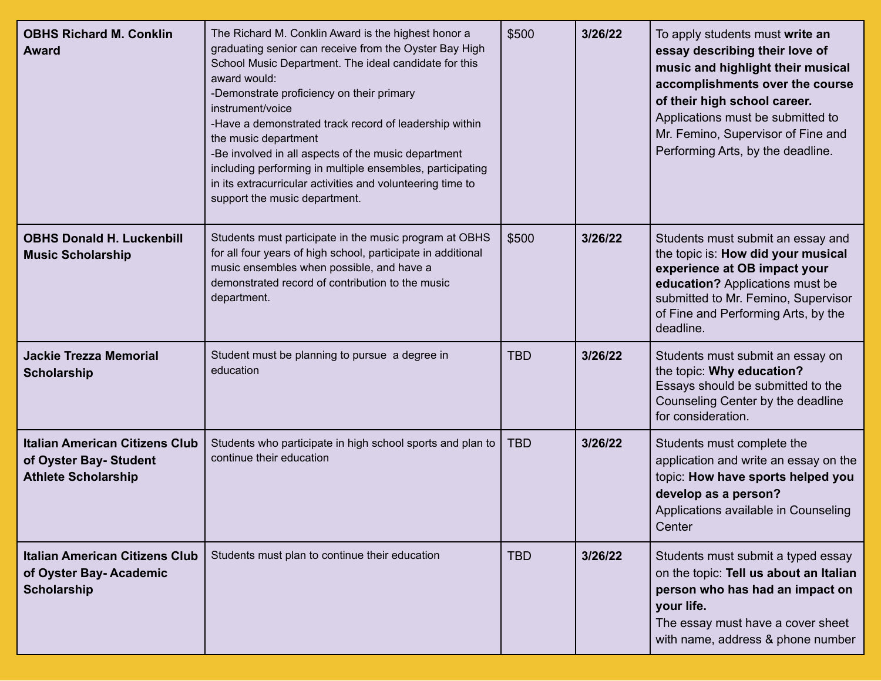| | | | | |
|---|---|---|---|---|
| **OBHS Richard M. Conklin Award** | The Richard M. Conklin Award is the highest honor a graduating senior can receive from the Oyster Bay High School Music Department. The ideal candidate for this award would:<br>-Demonstrate proficiency on their primary instrument/voice<br>-Have a demonstrated track record of leadership within the music department<br>-Be involved in all aspects of the music department including performing in multiple ensembles, participating in its extracurricular activities and volunteering time to support the music department. | $500 | **3/26/22** | To apply students must **write an essay describing their love of music and highlight their musical accomplishments over the course of their high school career.** Applications must be submitted to Mr. Femino, Supervisor of Fine and Performing Arts, by the deadline. |
| **OBHS Donald H. Luckenbill Music Scholarship** | Students must participate in the music program at OBHS for all four years of high school, participate in additional music ensembles when possible, and have a demonstrated record of contribution to the music department. | $500 | **3/26/22** | Students must submit an essay and the topic is: **How did your musical experience at OB impact your education?** Applications must be submitted to Mr. Femino, Supervisor of Fine and Performing Arts, by the deadline. |
| **Jackie Trezza Memorial Scholarship** | Student must be planning to pursue a degree in education | TBD | **3/26/22** | Students must submit an essay on the topic: **Why education?**<br>Essays should be submitted to the Counseling Center by the deadline for consideration. |
| **Italian American Citizens Club of Oyster Bay- Student Athlete Scholarship** | Students who participate in high school sports and plan to continue their education | TBD | **3/26/22** | Students must complete the application and write an essay on the topic: **How have sports helped you develop as a person?**<br>Applications available in Counseling Center |
| **Italian American Citizens Club of Oyster Bay- Academic Scholarship** | Students must plan to continue their education | TBD | **3/26/22** | Students must submit a typed essay on the topic: **Tell us about an Italian person who has had an impact on your life.**<br>The essay must have a cover sheet with name, address & phone number |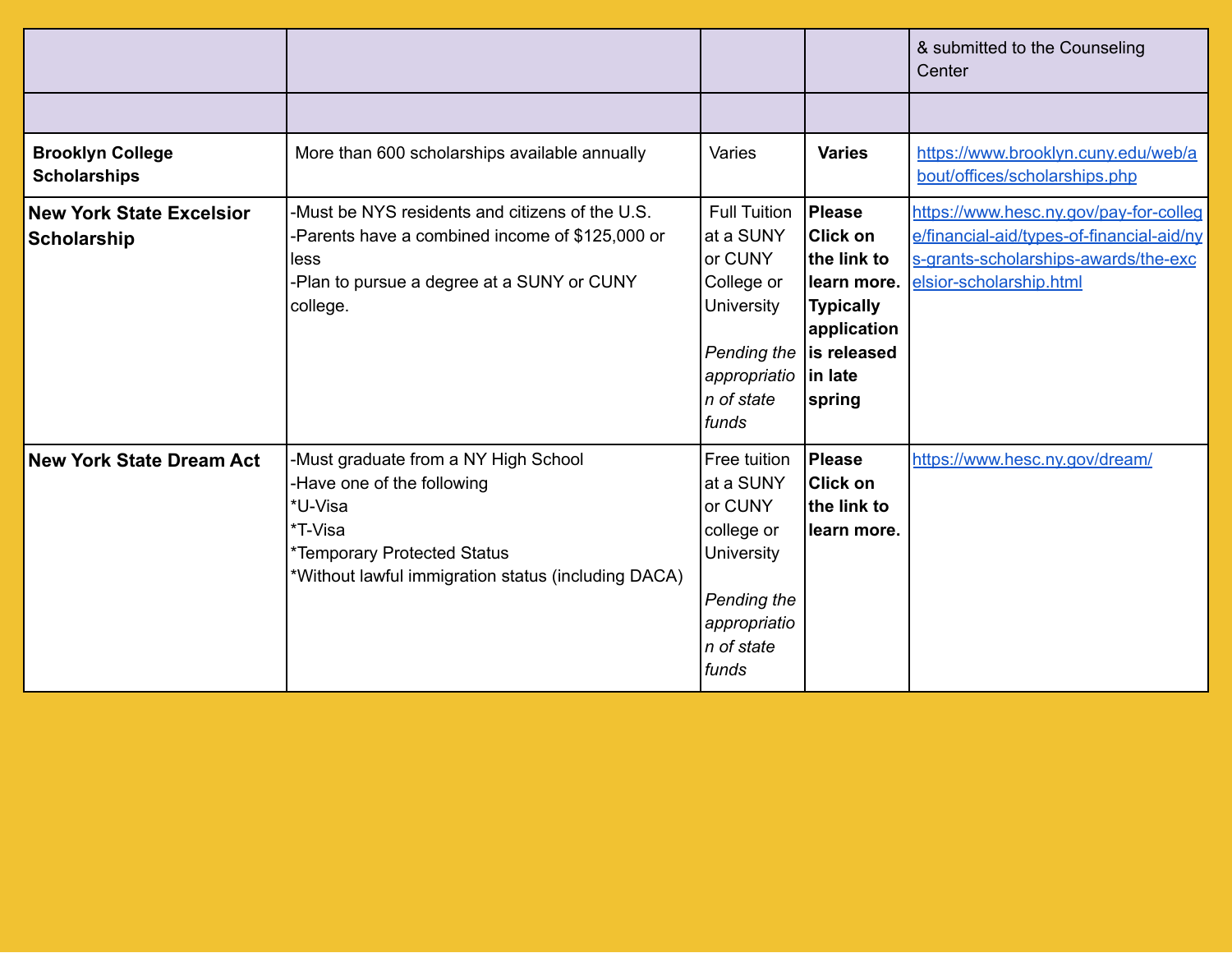| | | | | & submitted to the Counseling Center |
|---|---|---|---|---|
| | | | | |
| **Brooklyn College Scholarships** | More than 600 scholarships available annually | Varies | **Varies** | https://www.brooklyn.cuny.edu/web/about/offices/scholarships.php |
| **New York State Excelsior Scholarship** | -Must be NYS residents and citizens of the U.S.<br>-Parents have a combined income of $125,000 or less<br>-Plan to pursue a degree at a SUNY or CUNY college. | Full Tuition at a SUNY or CUNY College or University<br><br>*Pending the appropriation of state funds* | **Please Click on the link to learn more. Typically application is released in late spring** | https://www.hesc.ny.gov/pay-for-college/financial-aid/types-of-financial-aid/nys-grants-scholarships-awards/the-excelsior-scholarship.html |
| **New York State Dream Act** | -Must graduate from a NY High School<br>-Have one of the following<br>*U-Visa<br>*T-Visa<br>*Temporary Protected Status<br>*Without lawful immigration status (including DACA) | Free tuition at a SUNY or CUNY college or University<br><br>*Pending the appropriation of state funds* | **Please Click on the link to learn more.** | https://www.hesc.ny.gov/dream/ |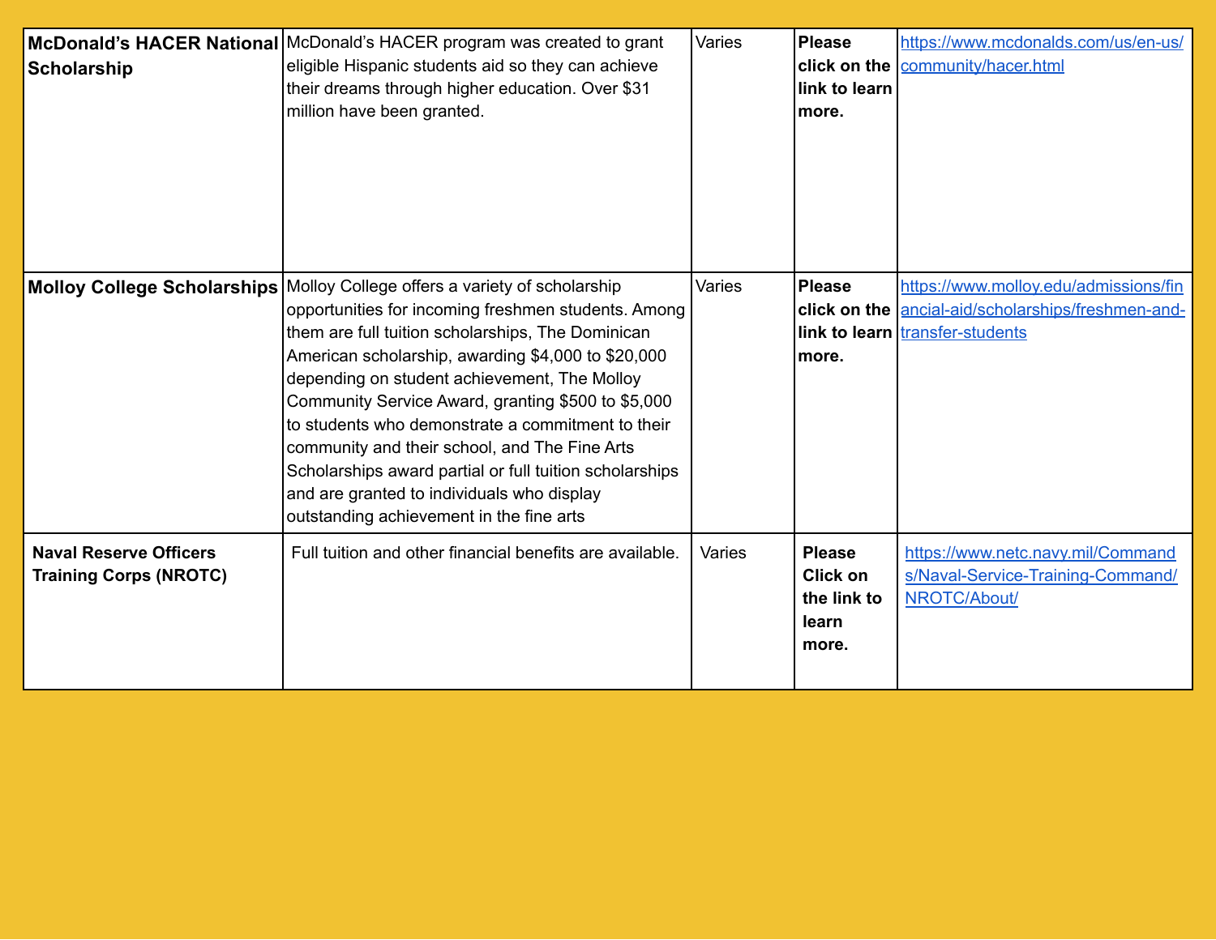| | | | | |
|---|---|---|---|---|
| **McDonald's HACER National Scholarship** | McDonald's HACER program was created to grant eligible Hispanic students aid so they can achieve their dreams through higher education. Over $31 million have been granted. | Varies | **Please click on the link to learn more.** | https://www.mcdonalds.com/us/en-us/community/hacer.html |
| **Molloy College Scholarships** | Molloy College offers a variety of scholarship opportunities for incoming freshmen students. Among them are full tuition scholarships, The Dominican American scholarship, awarding $4,000 to $20,000 depending on student achievement, The Molloy Community Service Award, granting $500 to $5,000 to students who demonstrate a commitment to their community and their school, and The Fine Arts Scholarships award partial or full tuition scholarships and are granted to individuals who display outstanding achievement in the fine arts | Varies | **Please click on the link to learn more.** | https://www.molloy.edu/admissions/financial-aid/scholarships/freshmen-and-transfer-students |
| **Naval Reserve Officers Training Corps (NROTC)** | Full tuition and other financial benefits are available. | Varies | **Please Click on the link to learn more.** | https://www.netc.navy.mil/Commands/Naval-Service-Training-Command/NROTC/About/ |